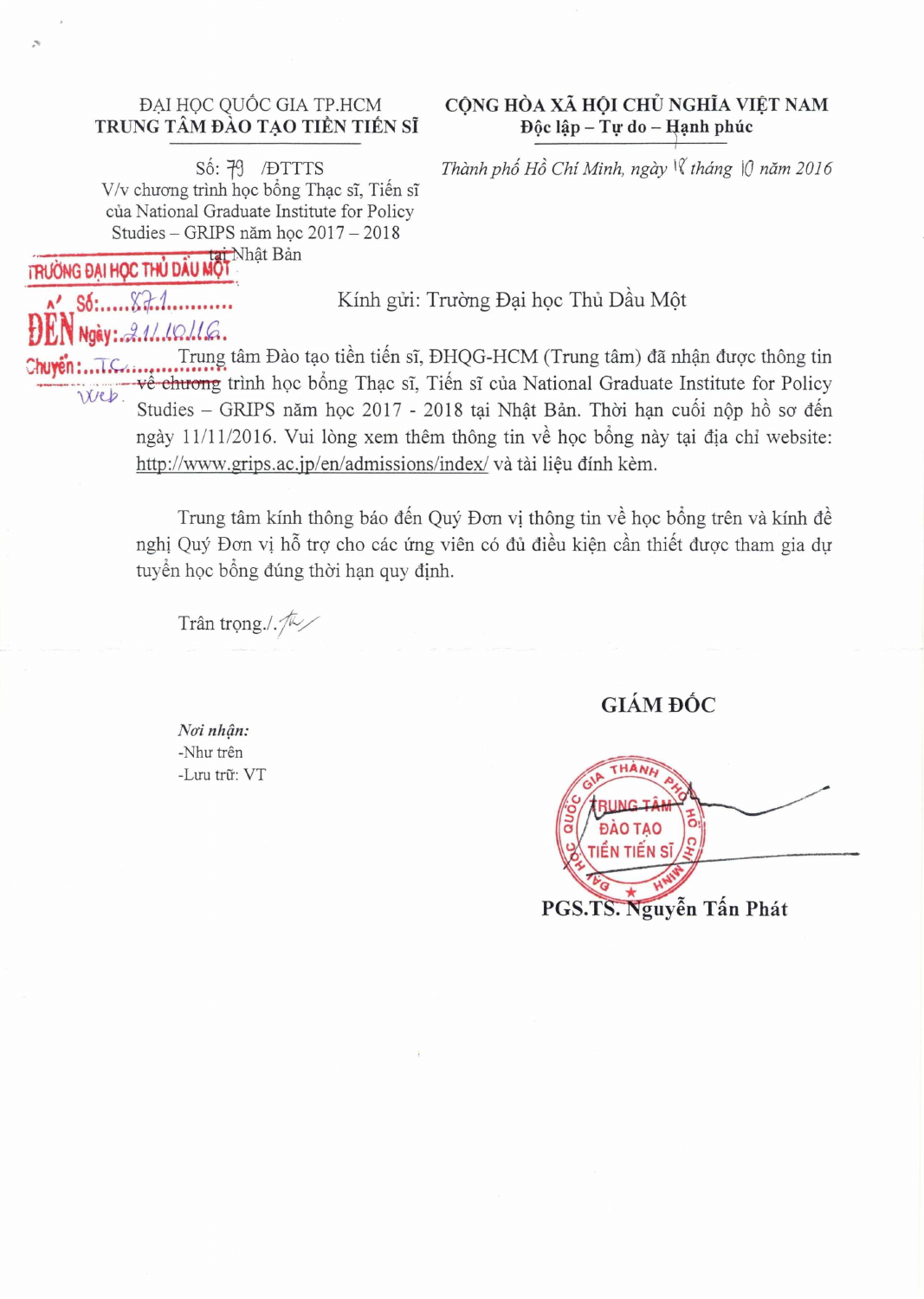ĐẠI HỌC QUỐC GIA TP.HCM
**TRUNG TÂM ĐÀO TẠO TIẾN TIẾN SĨ**

**CỘNG HÒA XÃ HỘI CHỦ NGHĨA VIỆT NAM**
**Độc lập – Tự do – Hạnh phúc**

Số: 79 /ĐTTTS
V/v chương trình học bổng Thạc sĩ, Tiến sĩ của National Graduate Institute for Policy Studies – GRIPS năm học 2017 – 2018 tại Nhật Bản

*Thành phố Hồ Chí Minh, ngày 18 tháng 10 năm 2016*

TRƯỜNG ĐẠI HỌC THỦ DẦU MỘT
ĐẾN Số: 871
Ngày: 21/10/16
Chuyển: TC
web

Kính gửi: Trường Đại học Thủ Dầu Một

Trung tâm Đào tạo tiến tiến sĩ, ĐHQG-HCM (Trung tâm) đã nhận được thông tin về chương trình học bổng Thạc sĩ, Tiến sĩ của National Graduate Institute for Policy Studies – GRIPS năm học 2017 - 2018 tại Nhật Bản. Thời hạn cuối nộp hồ sơ đến ngày 11/11/2016. Vui lòng xem thêm thông tin về học bổng này tại địa chỉ website: http://www.grips.ac.jp/en/admissions/index/ và tài liệu đính kèm.

Trung tâm kính thông báo đến Quý Đơn vị thông tin về học bổng trên và kính đề nghị Quý Đơn vị hỗ trợ cho các ứng viên có đủ điều kiện cần thiết được tham gia dự tuyển học bổng đúng thời hạn quy định.

Trân trọng./.

*Nơi nhận:*
-Như trên
-Lưu trữ: VT

**GIÁM ĐỐC**

ĐẠI HỌC QUỐC GIA THÀNH PHỐ HỒ CHÍ MINH
TRUNG TÂM ĐÀO TẠO TIẾN TIẾN SĨ

**PGS.TS. Nguyễn Tấn Phát**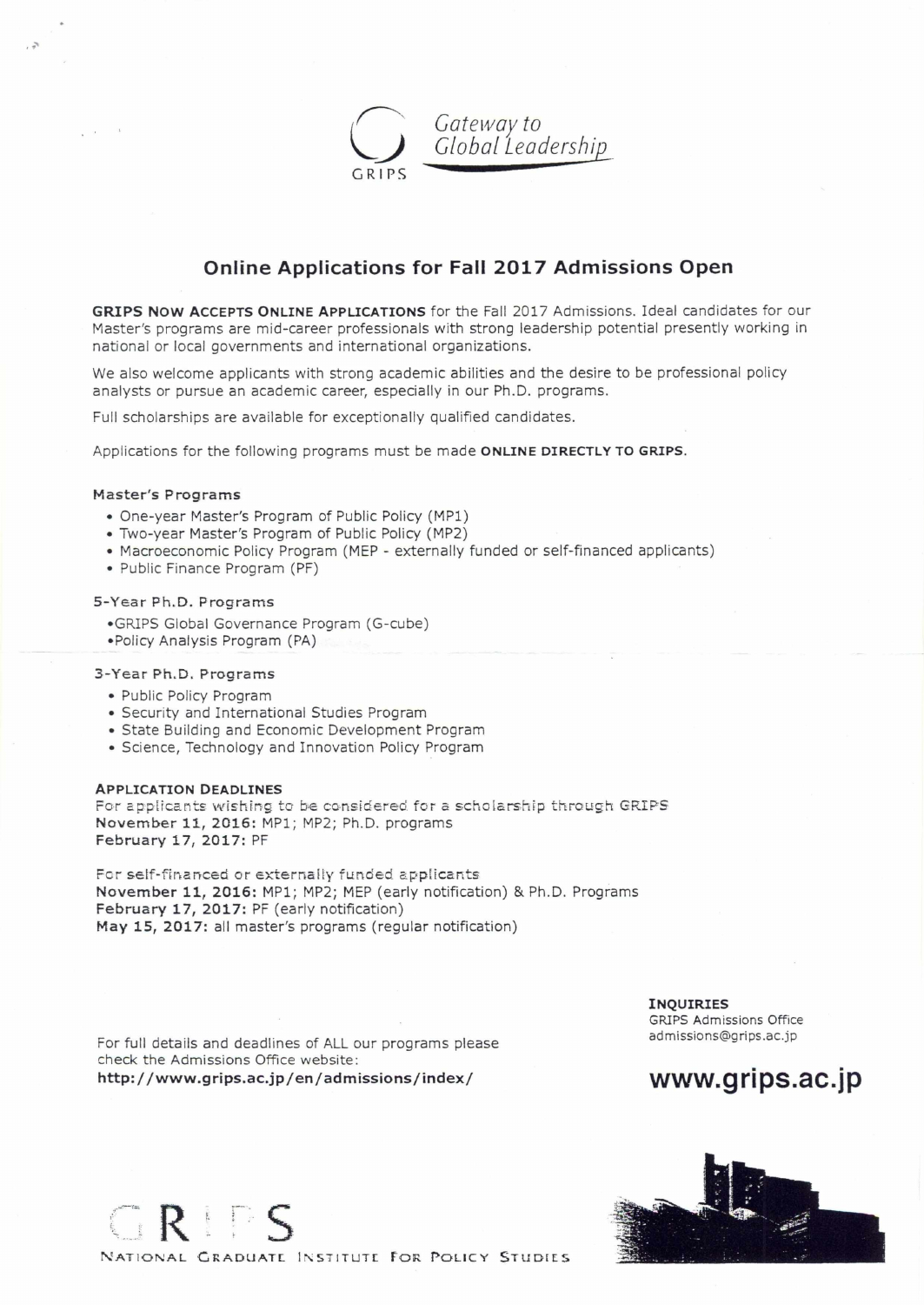Gateway to Global Leadership

GRIPS

## Online Applications for Fall 2017 Admissions Open

**GRIPS NOW ACCEPTS ONLINE APPLICATIONS** for the Fall 2017 Admissions. Ideal candidates for our Master's programs are mid-career professionals with strong leadership potential presently working in national or local governments and international organizations.

We also welcome applicants with strong academic abilities and the desire to be professional policy analysts or pursue an academic career, especially in our Ph.D. programs.

Full scholarships are available for exceptionally qualified candidates.

Applications for the following programs must be made **ONLINE DIRECTLY TO GRIPS**.

### Master's Programs

- One-year Master's Program of Public Policy (MP1)
- Two-year Master's Program of Public Policy (MP2)
- Macroeconomic Policy Program (MEP - externally funded or self-financed applicants)
- Public Finance Program (PF)

### 5-Year Ph.D. Programs

- GRIPS Global Governance Program (G-cube)
- Policy Analysis Program (PA)

### 3-Year Ph.D. Programs

- Public Policy Program
- Security and International Studies Program
- State Building and Economic Development Program
- Science, Technology and Innovation Policy Program

### APPLICATION DEADLINES

For applicants wishing to be considered for a scholarship through GRIPS
**November 11, 2016:** MP1; MP2; Ph.D. programs
**February 17, 2017:** PF

For self-financed or externally funded applicants
**November 11, 2016:** MP1; MP2; MEP (early notification) & Ph.D. Programs
**February 17, 2017:** PF (early notification)
**May 15, 2017:** all master's programs (regular notification)

For full details and deadlines of ALL our programs please check the Admissions Office website:
**http://www.grips.ac.jp/en/admissions/index/**

**INQUIRIES**
GRIPS Admissions Office
admissions@grips.ac.jp

**www.grips.ac.jp**

GRIPS
NATIONAL GRADUATE INSTITUTE FOR POLICY STUDIES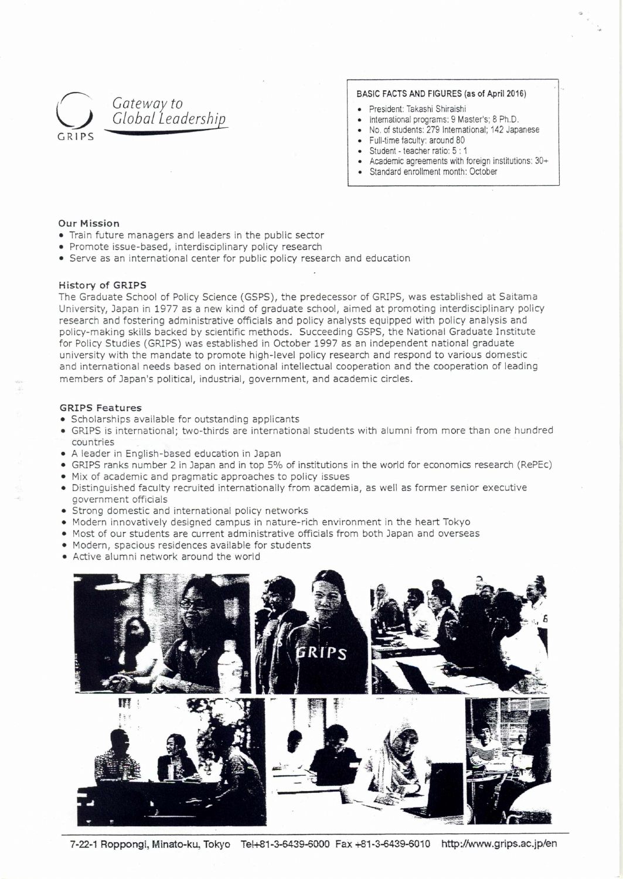GRIPS

*Gateway to Global Leadership*

**BASIC FACTS AND FIGURES (as of April 2016)**

- President: Takashi Shiraishi
- International programs: 9 Master's; 8 Ph.D.
- No. of students: 279 International; 142 Japanese
- Full-time faculty: around 80
- Student - teacher ratio: 5 : 1
- Academic agreements with foreign institutions: 30+
- Standard enrollment month: October

### Our Mission

- Train future managers and leaders in the public sector
- Promote issue-based, interdisciplinary policy research
- Serve as an international center for public policy research and education

### History of GRIPS

The Graduate School of Policy Science (GSPS), the predecessor of GRIPS, was established at Saitama University, Japan in 1977 as a new kind of graduate school, aimed at promoting interdisciplinary policy research and fostering administrative officials and policy analysts equipped with policy analysis and policy-making skills backed by scientific methods. Succeeding GSPS, the National Graduate Institute for Policy Studies (GRIPS) was established in October 1997 as an independent national graduate university with the mandate to promote high-level policy research and respond to various domestic and international needs based on international intellectual cooperation and the cooperation of leading members of Japan's political, industrial, government, and academic circles.

### GRIPS Features

- Scholarships available for outstanding applicants
- GRIPS is international; two-thirds are international students with alumni from more than one hundred countries
- A leader in English-based education in Japan
- GRIPS ranks number 2 in Japan and in top 5% of institutions in the world for economics research (RePEc)
- Mix of academic and pragmatic approaches to policy issues
- Distinguished faculty recruited internationally from academia, as well as former senior executive government officials
- Strong domestic and international policy networks
- Modern innovatively designed campus in nature-rich environment in the heart Tokyo
- Most of our students are current administrative officials from both Japan and overseas
- Modern, spacious residences available for students
- Active alumni network around the world

7-22-1 Roppongi, Minato-ku, Tokyo Tel+81-3-6439-6000 Fax +81-3-6439-6010 http://www.grips.ac.jp/en